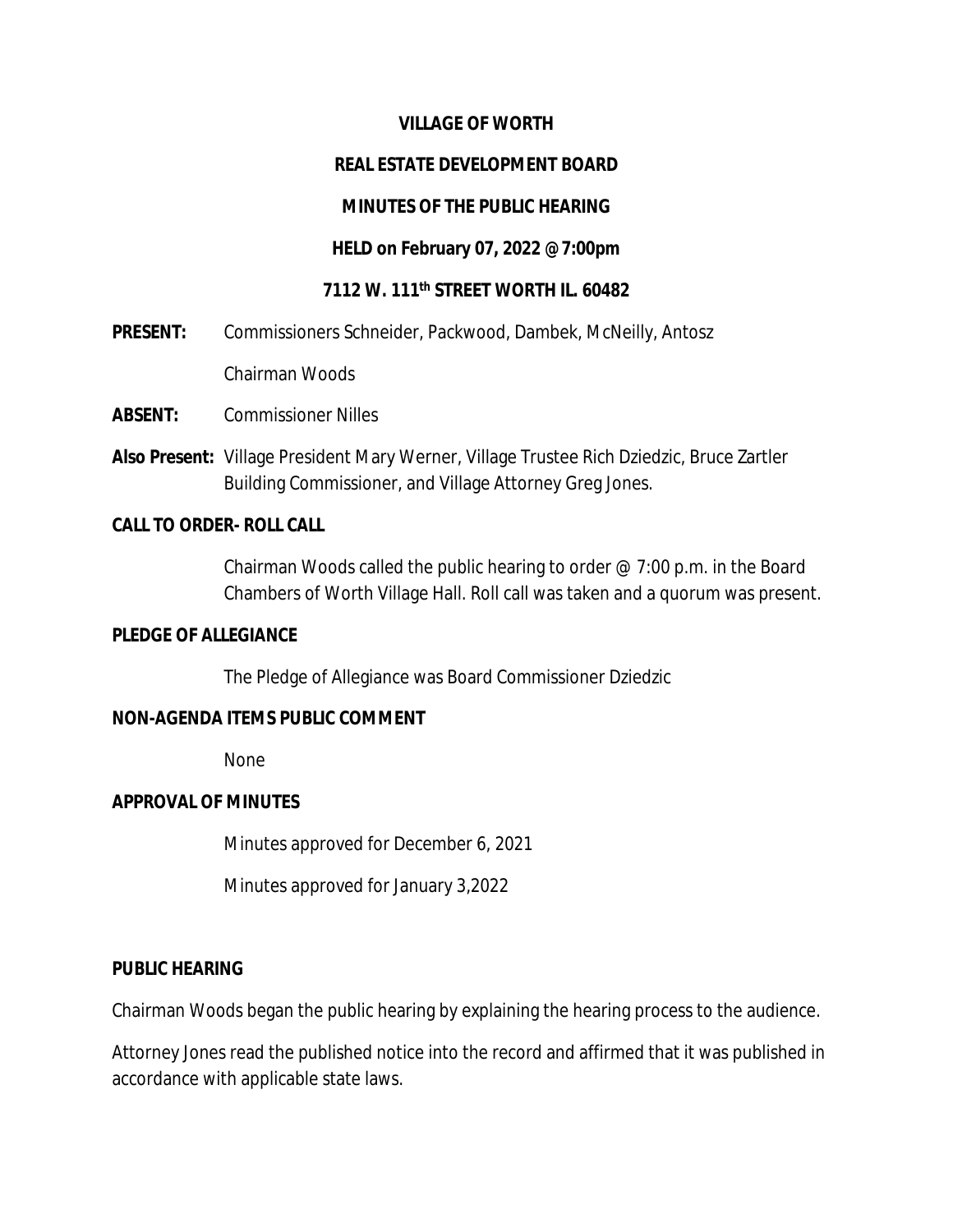**VILLAGE OF WORTH**

**REAL ESTATE DEVELOPMENT BOARD**

**MINUTES OF THE PUBLIC HEARING**

**HELD on February 07, 2022 @ 7:00pm**

**7112 W. 111th STREET WORTH IL. 60482**

**PRESENT:** Commissioners Schneider, Packwood, Dambek, McNeilly, Antosz

Chairman Woods

**ABSENT:** Commissioner Nilles

**Also Present:** Village President Mary Werner, Village Trustee Rich Dziedzic, Bruce Zartler Building Commissioner, and Village Attorney Greg Jones.

**CALL TO ORDER- ROLL CALL**

Chairman Woods called the public hearing to order @ 7:00 p.m. in the Board Chambers of Worth Village Hall. Roll call was taken and a quorum was present.

**PLEDGE OF ALLEGIANCE**

The Pledge of Allegiance was Board Commissioner Dziedzic

**NON-AGENDA ITEMS PUBLIC COMMENT**

None

**APPROVAL OF MINUTES**

Minutes approved for December 6, 2021

Minutes approved for January 3,2022

**PUBLIC HEARING**

Chairman Woods began the public hearing by explaining the hearing process to the audience.

Attorney Jones read the published notice into the record and affirmed that it was published in accordance with applicable state laws.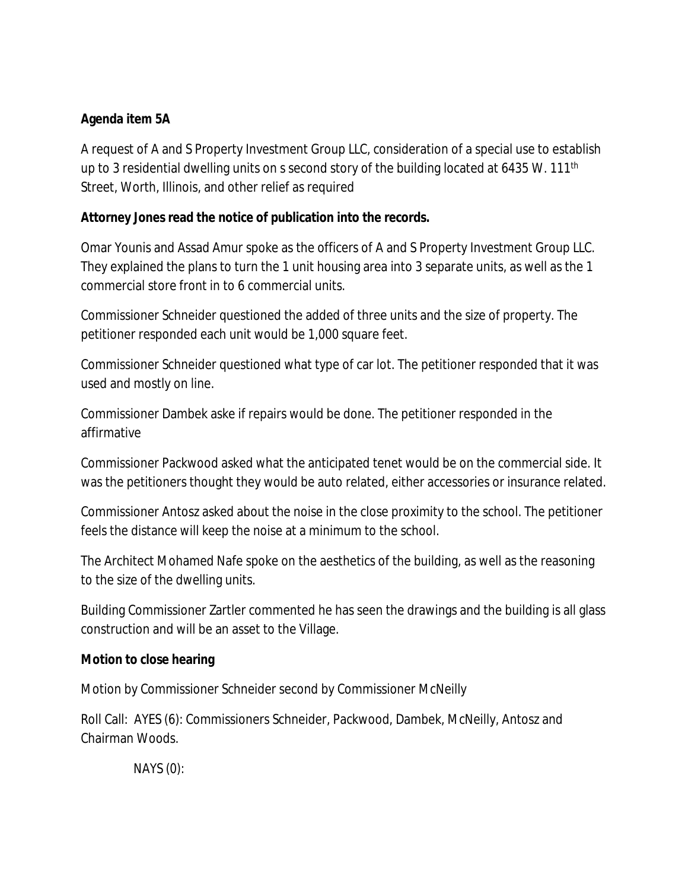**Agenda item 5A**

A request of A and S Property Investment Group LLC, consideration of a special use to establish up to 3 residential dwelling units on s second story of the building located at 6435 W. 111th Street, Worth, Illinois, and other relief as required

**Attorney Jones read the notice of publication into the records.**

Omar Younis and Assad Amur spoke as the officers of A and S Property Investment Group LLC. They explained the plans to turn the 1 unit housing area into 3 separate units, as well as the 1 commercial store front in to 6 commercial units.

Commissioner Schneider questioned the added of three units and the size of property. The petitioner responded each unit would be 1,000 square feet.

Commissioner Schneider questioned what type of car lot. The petitioner responded that it was used and mostly on line.

Commissioner Dambek aske if repairs would be done. The petitioner responded in the affirmative

Commissioner Packwood asked what the anticipated tenet would be on the commercial side. It was the petitioners thought they would be auto related, either accessories or insurance related.

Commissioner Antosz asked about the noise in the close proximity to the school. The petitioner feels the distance will keep the noise at a minimum to the school.

The Architect Mohamed Nafe spoke on the aesthetics of the building, as well as the reasoning to the size of the dwelling units.

Building Commissioner Zartler commented he has seen the drawings and the building is all glass construction and will be an asset to the Village.

**Motion to close hearing**

Motion by Commissioner Schneider second by Commissioner McNeilly

Roll Call: AYES (6): Commissioners Schneider, Packwood, Dambek, McNeilly, Antosz and Chairman Woods.

NAYS (0):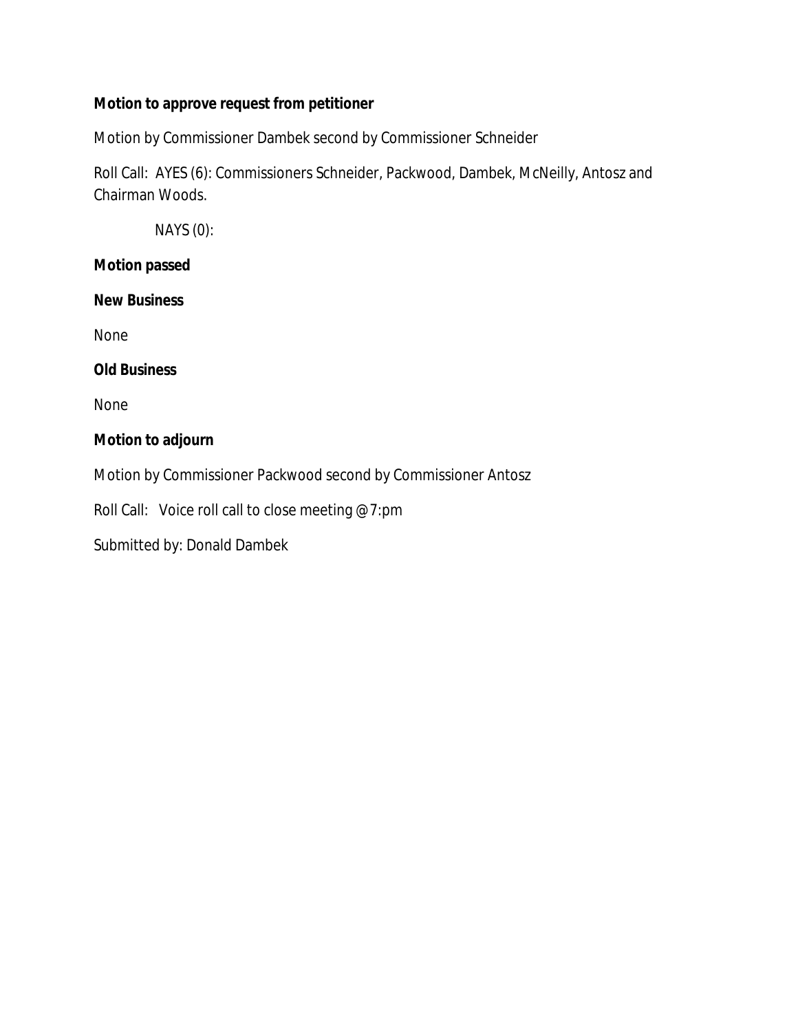**Motion to approve request from petitioner**

Motion by Commissioner Dambek second by Commissioner Schneider

Roll Call: AYES (6): Commissioners Schneider, Packwood, Dambek, McNeilly, Antosz and Chairman Woods.

NAYS (0):

**Motion passed**

**New Business**

None

**Old Business**

None

**Motion to adjourn**

Motion by Commissioner Packwood second by Commissioner Antosz

Roll Call: Voice roll call to close meeting @7:pm

Submitted by: Donald Dambek